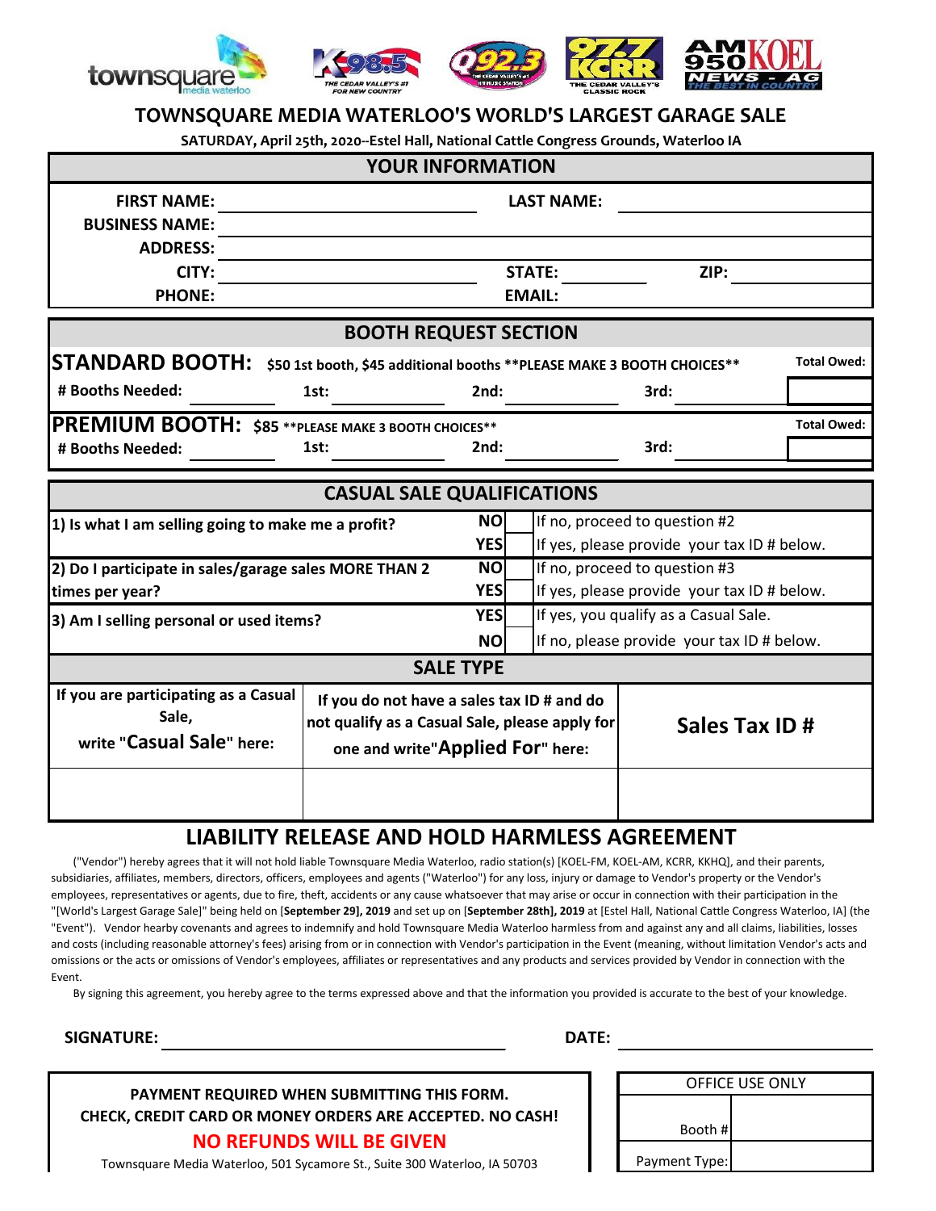townsquare media waterloo | K98.5 THE CEDAR VALLEY'S #1 FOR NEW COUNTRY | Q92.3 | 97.7 KCRR THE CEDAR VALLEY'S CLASSIC ROCK | AM 950 KOEL NEWS - AG THE BEST IN COUNTRY

# TOWNSQUARE MEDIA WATERLOO'S WORLD'S LARGEST GARAGE SALE

**SATURDAY, April 25th, 2020--Estel Hall, National Cattle Congress Grounds, Waterloo IA**

## YOUR INFORMATION

| | | | |
|---|---|---|---|
| **FIRST NAME:** | | **LAST NAME:** | |
| **BUSINESS NAME:** | | | |
| **ADDRESS:** | | | |
| **CITY:** | | **STATE:** | **ZIP:** |
| **PHONE:** | | **EMAIL:** | |

## BOOTH REQUEST SECTION

**STANDARD BOOTH:** $50 1st booth, $45 additional booths **PLEASE MAKE 3 BOOTH CHOICES**

| # Booths Needed: | 1st: | 2nd: | 3rd: | Total Owed: |
|---|---|---|---|---|
| | | | | |

**PREMIUM BOOTH:** $85 **PLEASE MAKE 3 BOOTH CHOICES**

| # Booths Needed: | 1st: | 2nd: | 3rd: | Total Owed: |
|---|---|---|---|---|
| | | | | |

## CASUAL SALE QUALIFICATIONS

| Question | | | |
|---|---|---|---|
| **1) Is what I am selling going to make me a profit?** | **NO** | | If no, proceed to question #2 |
| | **YES** | | If yes, please provide your tax ID # below. |
| **2) Do I participate in sales/garage sales MORE THAN 2 times per year?** | **NO** | | If no, proceed to question #3 |
| | **YES** | | If yes, please provide your tax ID # below. |
| **3) Am I selling personal or used items?** | **YES** | | If yes, you qualify as a Casual Sale. |
| | **NO** | | If no, please provide your tax ID # below. |

## SALE TYPE

| If you are participating as a Casual Sale, write "**Casual Sale**" here: | If you do not have a sales tax ID # and do not qualify as a Casual Sale, please apply for one and write "**Applied For**" here: | **Sales Tax ID #** |
|---|---|---|
| | | |

## LIABILITY RELEASE AND HOLD HARMLESS AGREEMENT

("Vendor") hereby agrees that it will not hold liable Townsquare Media Waterloo, radio station(s) [KOEL-FM, KOEL-AM, KCRR, KKHQ], and their parents, subsidiaries, affiliates, members, directors, officers, employees and agents ("Waterloo") for any loss, injury or damage to Vendor's property or the Vendor's employees, representatives or agents, due to fire, theft, accidents or any cause whatsoever that may arise or occur in connection with their participation in the "[World's Largest Garage Sale]" being held on [**September 29], 2019** and set up on [**September 28th], 2019** at [Estel Hall, National Cattle Congress Waterloo, IA] (the "Event"). Vendor hearby covenants and agrees to indemnify and hold Townsquare Media Waterloo harmless from and against any and all claims, liabilities, losses and costs (including reasonable attorney's fees) arising from or in connection with Vendor's participation in the Event (meaning, without limitation Vendor's acts and omissions or the acts or omissions of Vendor's employees, affiliates or representatives and any products and services provided by Vendor in connection with the Event.

By signing this agreement, you hereby agree to the terms expressed above and that the information you provided is accurate to the best of your knowledge.

**SIGNATURE:** ______________________________ **DATE:** ______________________

**PAYMENT REQUIRED WHEN SUBMITTING THIS FORM.**
**CHECK, CREDIT CARD OR MONEY ORDERS ARE ACCEPTED. NO CASH!**
**NO REFUNDS WILL BE GIVEN**
Townsquare Media Waterloo, 501 Sycamore St., Suite 300 Waterloo, IA 50703

| OFFICE USE ONLY | |
|---|---|
| Booth # | |
| Payment Type: | |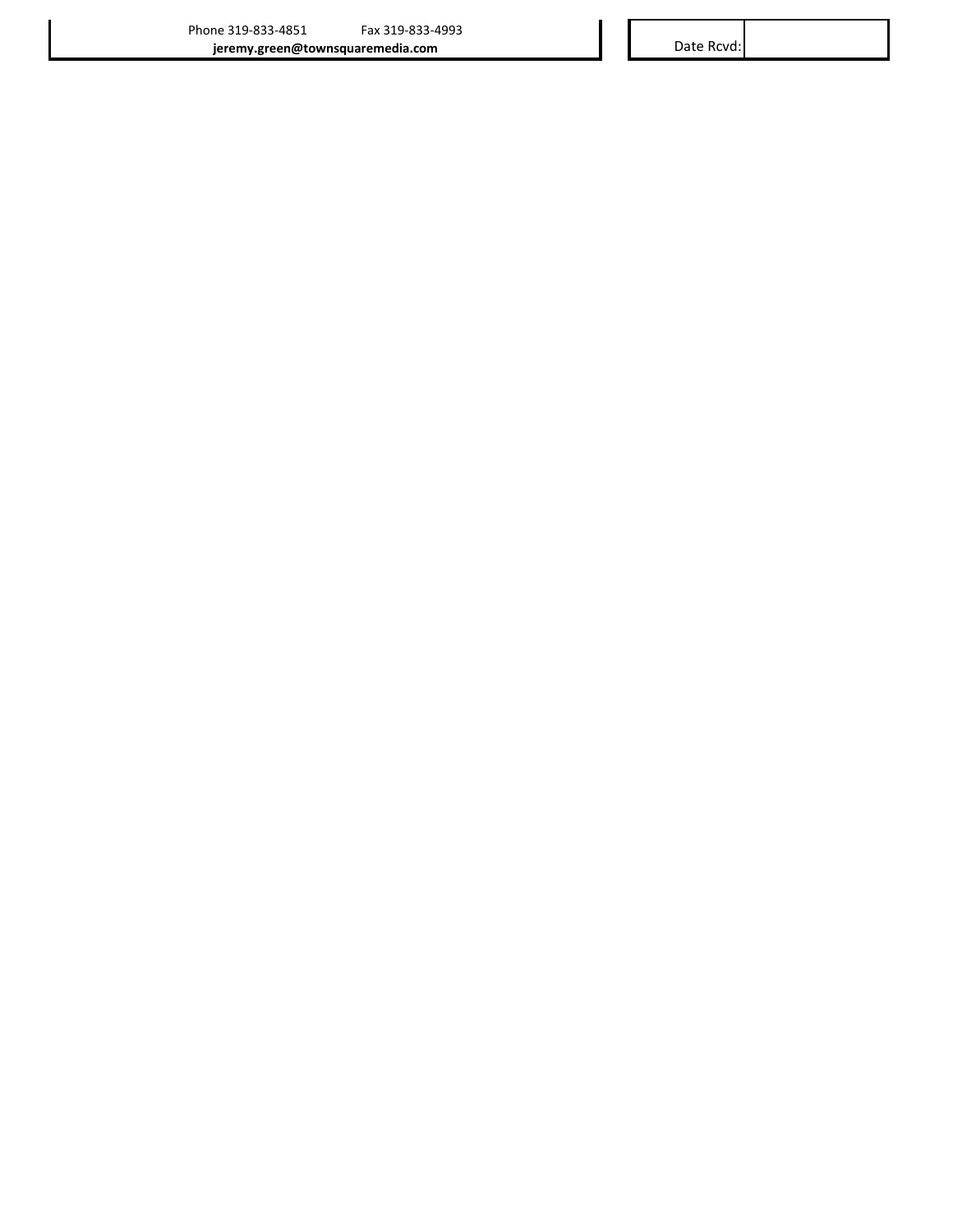Phone 319-833-4851 Fax 319-833-4993

**jeremy.green@townsquaremedia.com**

| Date Rcvd: | |
| --- | --- |